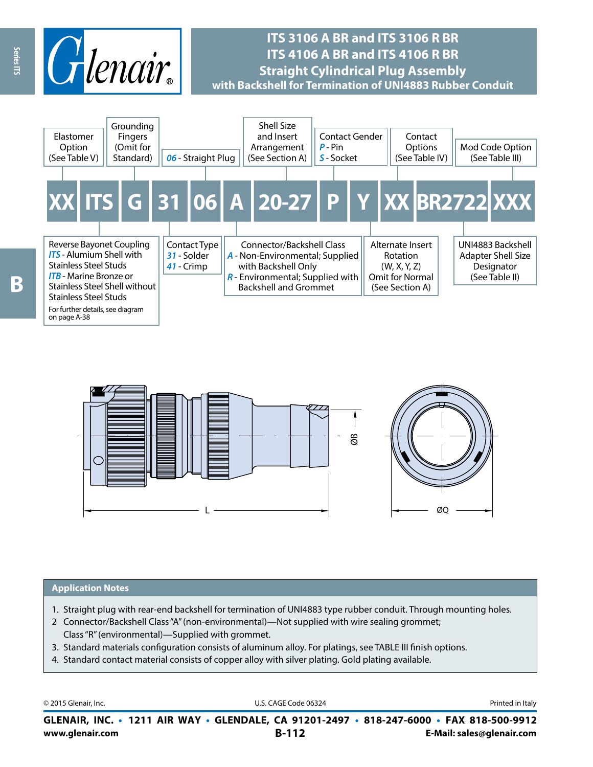# ITS 3106 A BR and ITS 3106 R BR
# ITS 4106 A BR and ITS 4106 R BR
## Straight Cylindrical Plug Assembly
### with Backshell for Termination of UNI4883 Rubber Conduit

**XX ITS G 31 06 A 20-27 P Y XX BR2722 XXX**

| Field | Description |
|---|---|
| XX | Elastomer Option (See Table V) |
| ITS | Reverse Bayonet Coupling<br>*ITS* - Alumium Shell with Stainless Steel Studs<br>*ITB* - Marine Bronze or Stainless Steel Shell without Stainless Steel Studs<br>For further details, see diagram on page A-38 |
| G | Grounding Fingers (Omit for Standard) |
| 31 | Contact Type<br>*31* - Solder<br>*41* - Crimp |
| 06 | *06* - Straight Plug |
| A | Connector/Backshell Class<br>*A* - Non-Environmental; Supplied with Backshell Only<br>*R* - Environmental; Supplied with Backshell and Grommet |
| 20-27 | Shell Size and Insert Arrangement (See Section A) |
| P | Contact Gender<br>*P* - Pin<br>*S* - Socket |
| Y | Alternate Insert Rotation (W, X, Y, Z) Omit for Normal (See Section A) |
| XX | Contact Options (See Table IV) |
| BR2722 | UNI4883 Backshell Adapter Shell Size Designator (See Table II) |
| XXX | Mod Code Option (See Table III) |

ØB &nbsp;&nbsp; L &nbsp;&nbsp; ØQ

## Application Notes

1. Straight plug with rear-end backshell for termination of UNI4883 type rubber conduit. Through mounting holes.
2. Connector/Backshell Class "A" (non-environmental)—Not supplied with wire sealing grommet; Class "R" (environmental)—Supplied with grommet.
3. Standard materials configuration consists of aluminum alloy. For platings, see TABLE III finish options.
4. Standard contact material consists of copper alloy with silver plating. Gold plating available.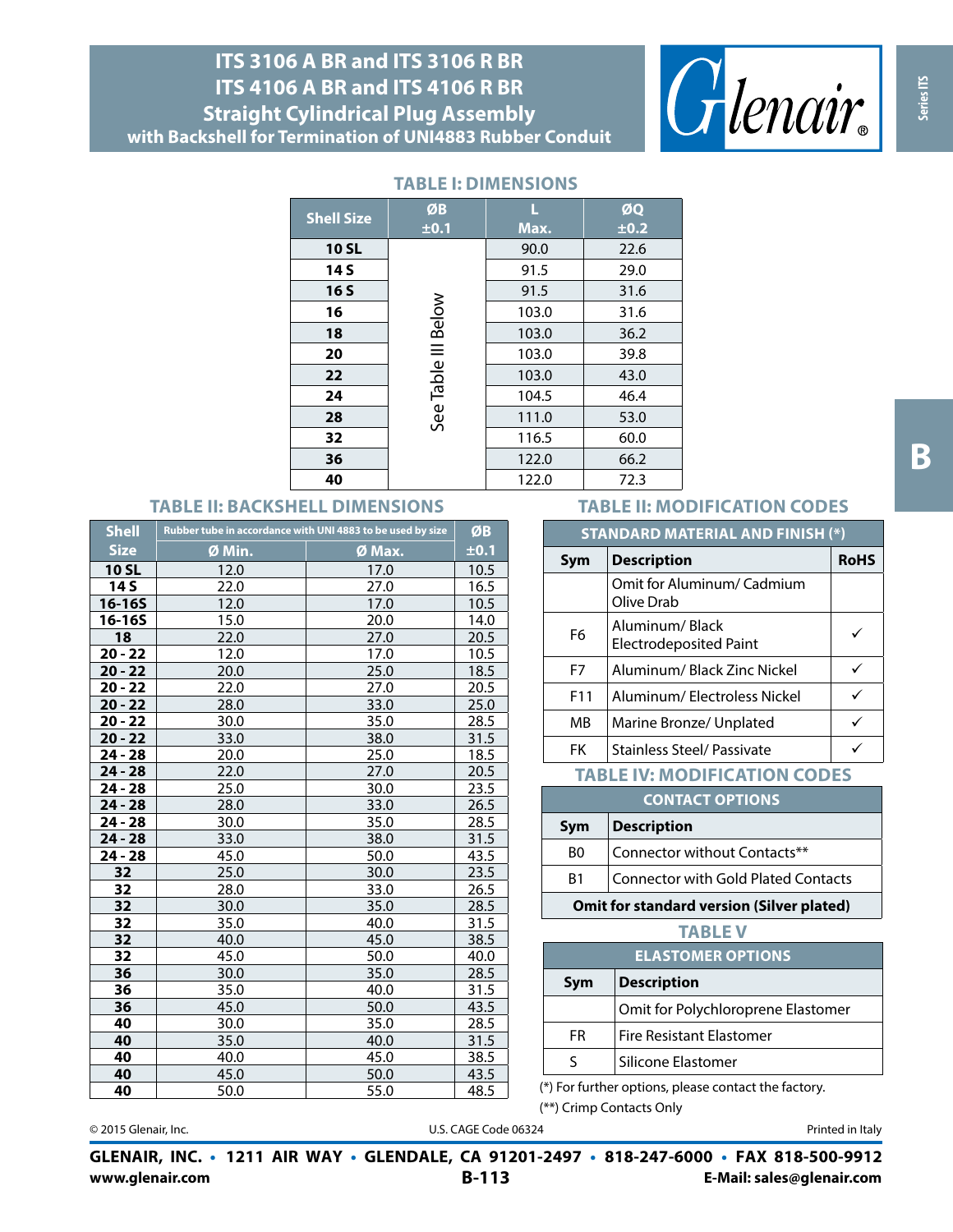# ITS 3106 A BR and ITS 3106 R BR
# ITS 4106 A BR and ITS 4106 R BR
# Straight Cylindrical Plug Assembly
## with Backshell for Termination of UNI4883 Rubber Conduit

Glenair.

Series ITS

B

### TABLE I: DIMENSIONS

| Shell Size | ØB ±0.1 | L Max. | ØQ ±0.2 |
|---|---|---|---|
| **10 SL** | See Table III Below | 90.0 | 22.6 |
| **14 S** | | 91.5 | 29.0 |
| **16 S** | | 91.5 | 31.6 |
| **16** | | 103.0 | 31.6 |
| **18** | | 103.0 | 36.2 |
| **20** | | 103.0 | 39.8 |
| **22** | | 103.0 | 43.0 |
| **24** | | 104.5 | 46.4 |
| **28** | | 111.0 | 53.0 |
| **32** | | 116.5 | 60.0 |
| **36** | | 122.0 | 66.2 |
| **40** | | 122.0 | 72.3 |

### TABLE II: BACKSHELL DIMENSIONS

| Shell Size | Rubber tube in accordance with UNI 4883 to be used by size: Ø Min. | Ø Max. | ØB ±0.1 |
|---|---|---|---|
| **10 SL** | 12.0 | 17.0 | 10.5 |
| **14 S** | 22.0 | 27.0 | 16.5 |
| **16-16S** | 12.0 | 17.0 | 10.5 |
| **16-16S** | 15.0 | 20.0 | 14.0 |
| **18** | 22.0 | 27.0 | 20.5 |
| **20 - 22** | 12.0 | 17.0 | 10.5 |
| **20 - 22** | 20.0 | 25.0 | 18.5 |
| **20 - 22** | 22.0 | 27.0 | 20.5 |
| **20 - 22** | 28.0 | 33.0 | 25.0 |
| **20 - 22** | 30.0 | 35.0 | 28.5 |
| **20 - 22** | 33.0 | 38.0 | 31.5 |
| **24 - 28** | 20.0 | 25.0 | 18.5 |
| **24 - 28** | 22.0 | 27.0 | 20.5 |
| **24 - 28** | 25.0 | 30.0 | 23.5 |
| **24 - 28** | 28.0 | 33.0 | 26.5 |
| **24 - 28** | 30.0 | 35.0 | 28.5 |
| **24 - 28** | 33.0 | 38.0 | 31.5 |
| **24 - 28** | 45.0 | 50.0 | 43.5 |
| **32** | 25.0 | 30.0 | 23.5 |
| **32** | 28.0 | 33.0 | 26.5 |
| **32** | 30.0 | 35.0 | 28.5 |
| **32** | 35.0 | 40.0 | 31.5 |
| **32** | 40.0 | 45.0 | 38.5 |
| **32** | 45.0 | 50.0 | 40.0 |
| **36** | 30.0 | 35.0 | 28.5 |
| **36** | 35.0 | 40.0 | 31.5 |
| **36** | 45.0 | 50.0 | 43.5 |
| **40** | 30.0 | 35.0 | 28.5 |
| **40** | 35.0 | 40.0 | 31.5 |
| **40** | 40.0 | 45.0 | 38.5 |
| **40** | 45.0 | 50.0 | 43.5 |
| **40** | 50.0 | 55.0 | 48.5 |

### TABLE II: MODIFICATION CODES

**STANDARD MATERIAL AND FINISH (*)**

| Sym | Description | RoHS |
|---|---|---|
| | Omit for Aluminum/ Cadmium Olive Drab | |
| F6 | Aluminum/ Black Electrodeposited Paint | ✓ |
| F7 | Aluminum/ Black Zinc Nickel | ✓ |
| F11 | Aluminum/ Electroless Nickel | ✓ |
| MB | Marine Bronze/ Unplated | ✓ |
| FK | Stainless Steel/ Passivate | ✓ |

### TABLE IV: MODIFICATION CODES

**CONTACT OPTIONS**

| Sym | Description |
|---|---|
| B0 | Connector without Contacts** |
| B1 | Connector with Gold Plated Contacts |
| **Omit for standard version (Silver plated)** | |

### TABLE V

**ELASTOMER OPTIONS**

| Sym | Description |
|---|---|
| | Omit for Polychloroprene Elastomer |
| FR | Fire Resistant Elastomer |
| S | Silicone Elastomer |

(*) For further options, please contact the factory.

(**) Crimp Contacts Only

© 2015 Glenair, Inc. U.S. CAGE Code 06324 Printed in Italy

**GLENAIR, INC. • 1211 AIR WAY • GLENDALE, CA 91201-2497 • 818-247-6000 • FAX 818-500-9912**

**www.glenair.com** **B-113** **E-Mail: sales@glenair.com**